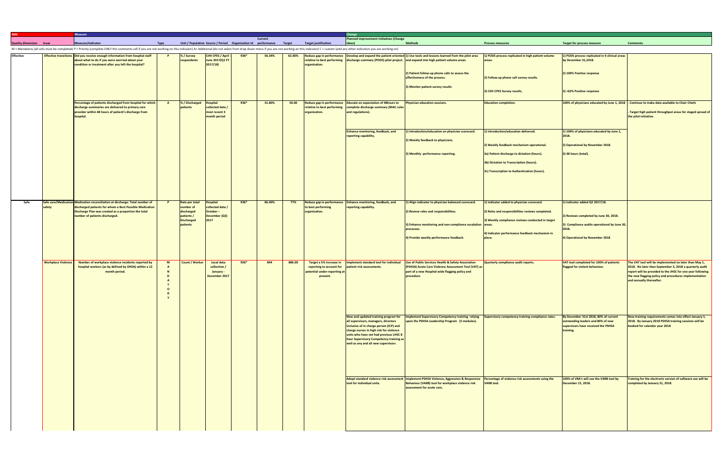| AIM | | Measure | | | | | | | | | Change | | | | |
|---|---|---|---|---|---|---|---|---|---|---|---|---|---|---|---|
| Quality dimension | Issue | Measure/Indicator | Type | Unit / Population | Source / Period | Organization Id | Current performance | Target | Target justification | Planned improvement initiatives (Change Ideas) | Methods | Process measures | Target for process measure | Comments |

M = Mandatory (all cells must be completed) P = Priority (complete ONLY the comments cell if you are not working on this indicator) A= Additional (do not select from drop down menu if you are not working on this indicator) C = custom (add any other indicators you are working on)

| Quality dimension | Issue | Measure/Indicator | Type | Unit / Population | Source / Period | Organization Id | Current performance | Target | Target justification | Planned improvement initiatives (Change Ideas) | Methods | Process measures | Target for process measure | Comments |
|---|---|---|---|---|---|---|---|---|---|---|---|---|---|---|
| Effective | Effective transitions | Did you receive enough information from hospital staff about what to do if you were worried about your condition or treatment after you left the hospital? | P | % / Survey respondents | CIHI CPES / April - June 2017(Q1 FY 2017/18) | 936* | 56.34% | 62.00% | Reduce gap in performance relative to best performing organization. | Develop and expand the patient oriented discharge summary (PODS) pilot project. | 1) Use tools and lessons learned from the pilot area and expand into high patient volume areas.<br><br>2) Patient follow-up phone calls to assess the effectiveness of the process.<br><br>3) Monitor patient survey results | 1) PODS process replicated in high patient volume areas.<br><br>2) Follow-up phone call survey results.<br><br>3) CIHI CPES Survey results. | 1) PODS process replicated in 4 clinical areas by December 31,2018.<br><br>2) 100% Positive response<br><br>3) >62% Positive response | |
| | | Percentage of patients discharged from hospital for which discharge summaries are delivered to primary care provider within 48 hours of patient's discharge from hospital. | A | % / Discharged patients | Hospital collected data / most recent 3 month period | 936* | 31.80% | 50.00 | Reduce gap in performance relative to best performing organization. | Educate on expectation of 48hours to complete discharge summary (MAC rules and regulations). | Physician education sessions. | Education completion. | 100% of physicians educated by June 1, 2018 | - Continue to make data available to Chair Chiefs<br><br>- Target high patient throughput areas for staged spread of the pilot initiative. |
| | | | | | | | | | | Enhance monitoring, feedback, and reporting capability. | 1) Introduction/education on physician scorecard.<br><br>2) Weekly feedback to physicians.<br><br>3) Monthly performance reporting. | 1) Introduction/education delivered.<br><br>2) Weekly feedback mechanism operational.<br><br>3a) Patient discharge to dictation (hours).<br><br>3b) Dictation to Transcription (hours).<br><br>3c) Transcription to Authentication (hours). | 1) 100% of physicians educated by June 1, 2018.<br><br>2) Operational by November 2018.<br><br>3) 48 hours (total). | |
| Safe | Safe care/Medication safety | Medication reconciliation at discharge: Total number of discharged patients for whom a Best Possible Medication Discharge Plan was created as a proportion the total number of patients discharged. | P | Rate per total number of discharged patients / Discharged patients | Hospital collected data / October – December (Q3) 2017 | 936* | 66.40% | 77% | Reduce gap in performance to best performing organization. | Enhance monitoring, feedback, and reporting capability. | 1) Align indicator to physician balanced scorecard.<br><br>2) Review roles and responsibilities.<br><br>3) Enhance monitoring and non-compliance escalation processes.<br><br>4) Provide weekly performance feedback. | 1) Indicator added to physician scorecard.<br><br>2) Roles and responsibilities reviews completed.<br><br>3) Weekly compliance reviews conducted in target areas.<br><br>4) Indicator performance feedback mechanism in place. | 1) Indicator added Q2 2017/18.<br><br>2) Reviews completed by June 30, 2018.<br><br>3) Compliance audits operational by June 30, 2018.<br><br>4) Operational by November 2018 | |
| | Workplace Violence | Number of workplace violence incidents reported by hospital workers (as by defined by OHSA) within a 12 month period. | MANDATORY | Count / Worker | Local data collection / January - December 2017 | 936* | 844 | 886.00 | Target a 5% increase in reporting to account for potential under-reporting at present. | Implement standard tool for individual patient risk assessments. | Use of Public Services Health & Safety Association (PSHSA) Acute Care Violence Assessment Tool (VAT) as part of a new Hospital wide flagging policy and procedure. | Quarterly compliance audit reports. | VAT tool completed for 100% of patients flagged for violent behaviour. | The VAT tool will be implemented no later than May 1, 2018. No later than September 3, 2018 a quarterly audit report will be provided to the JHSC for one year following the new flagging policy and procedures implementation and annually thereafter. |
| | | | | | | | | | | New and updated training program for all supervisors, managers, directors inclusive of in charge person (ICP) and charge nurses in high risk for violence units who have not had previous LHSC 8 hour Supervisory Competency training as well as any and all new supervisors | Implement Supervisory Competency training relying upon the PSHSA Leadership Program (5 modules). | Supervisory competency training compliance rates. | By December 31st 2018, 80% of current outstanding leaders and 80% of new supervisors have received the PSHSA training. | New training requirements comes into effect January 1, 2018. By January 2018 PSHSA training sessions will be booked for calendar year 2018 |
| | | | | | | | | | | Adopt standard violence risk assessment tool for individual units. | Implement PSHSA Violence, Aggression & Responsive Behaviour (VARB) tool for workplace violence risk assessment for acute care. | Percentage of violence risk assessments using the VARB tool. | 100% of VRA's will use the VARB tool by December 15, 2018. | Training for the electronic version of software use will be completed by January 31, 2018. |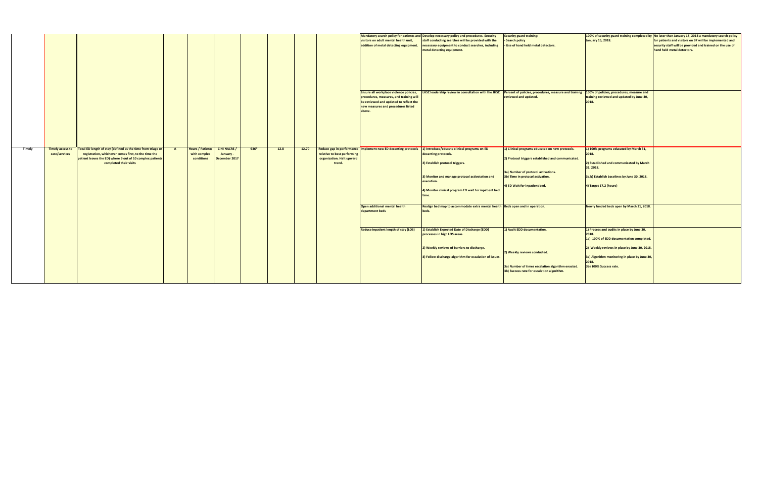| | | | | | | | | | | | | | | |
|---|---|---|---|---|---|---|---|---|---|---|---|---|---|---|
| | | | | | | | | | | Mandatory search policy for patients and visitors on adult mental health unit, addition of metal detecting equipment. | Develop necessary policy and procedures. Security staff conducting searches will be provided with the necessary equipment to conduct searches, including metal detecting equipment. | Security guard training:<br>- Search policy<br>- Use of hand held metal detectors. | 100% of security guard training completed by January 15, 2018. | No later than January 15, 2018 a mandatory search policy for patients and visitors on B7 will be implemented and security staff will be provided and trained on the use of hand held metal detectors. |
| | | | | | | | | | | Ensure all workplace violence policies, procedures, measures, and training will be reviewed and updated to reflect the new measures and procedures listed above. | LHSC leadership review in consultation with the JHSC. | Percent of policies, procedures, measure and training reviewed and updated. | 100% of policies, procedures, measure and training reviewed and updated by June 30, 2018. | |
| Timely | Timely access to care/services | Total ED length of stay (defined as the time from triage or registration, whichever comes first, to the time the patient leaves the ED) where 9 out of 10 complex patients completed their visits | A | Hours / Patients with complex conditions | CIHI NACRS / January - December 2017 | 936* | 12.8 | 12.70 | Reduce gap in performance relative to best performing organization. Halt upward trend. | Implement new ED decanting protocols | 1) Introduce/educate clinical programs on ED decanting protocols.<br>2) Establish protocol triggers.<br>3) Monitor and manage protocol activatation and execution.<br>4) Monitor clinical program ED wait for inpatient bed time. | 1) Clinical programs educated on new protocols.<br>2) Protocol triggers established and communicated.<br>3a) Number of protocol activations.<br>3b) Time in protocol activation.<br>4) ED Wait for inpatient bed. | 1) 100% programs educated by March 31, 2018.<br>2) Established and communicated by March 31, 2018.<br>3a,b) Establish baselines by June 30, 2018.<br>4) Target 17.2 (hours) | |
| | | | | | | | | | | Open additional mental health department beds | Realign bed map to accommodate extra mental health beds. | Beds open and in operation. | Newly funded beds open by March 31, 2018. | |
| | | | | | | | | | | Reduce inpatient length of stay (LOS) | 1) Establish Expected Date of Discharge (EDD) processes in high LOS areas.<br>2) Weekly reviews of barriers to discharge.<br>3) Follow discharge algorithm for escalation of issues. | 1) Audit EDD documentation.<br>2) Weekly reviews conducted.<br>3a) Number of times escalation algorithm enacted.<br>3b) Success rate for escalation algorithm. | 1) Process and audits in place by June 30, 2018.<br>1a) 100% of EDD documentation completed.<br>2) Weekly reviews in place by June 30, 2018.<br>3a) Algorithm monitoring in place by June 30, 2018.<br>3b) 100% Success rate. | |